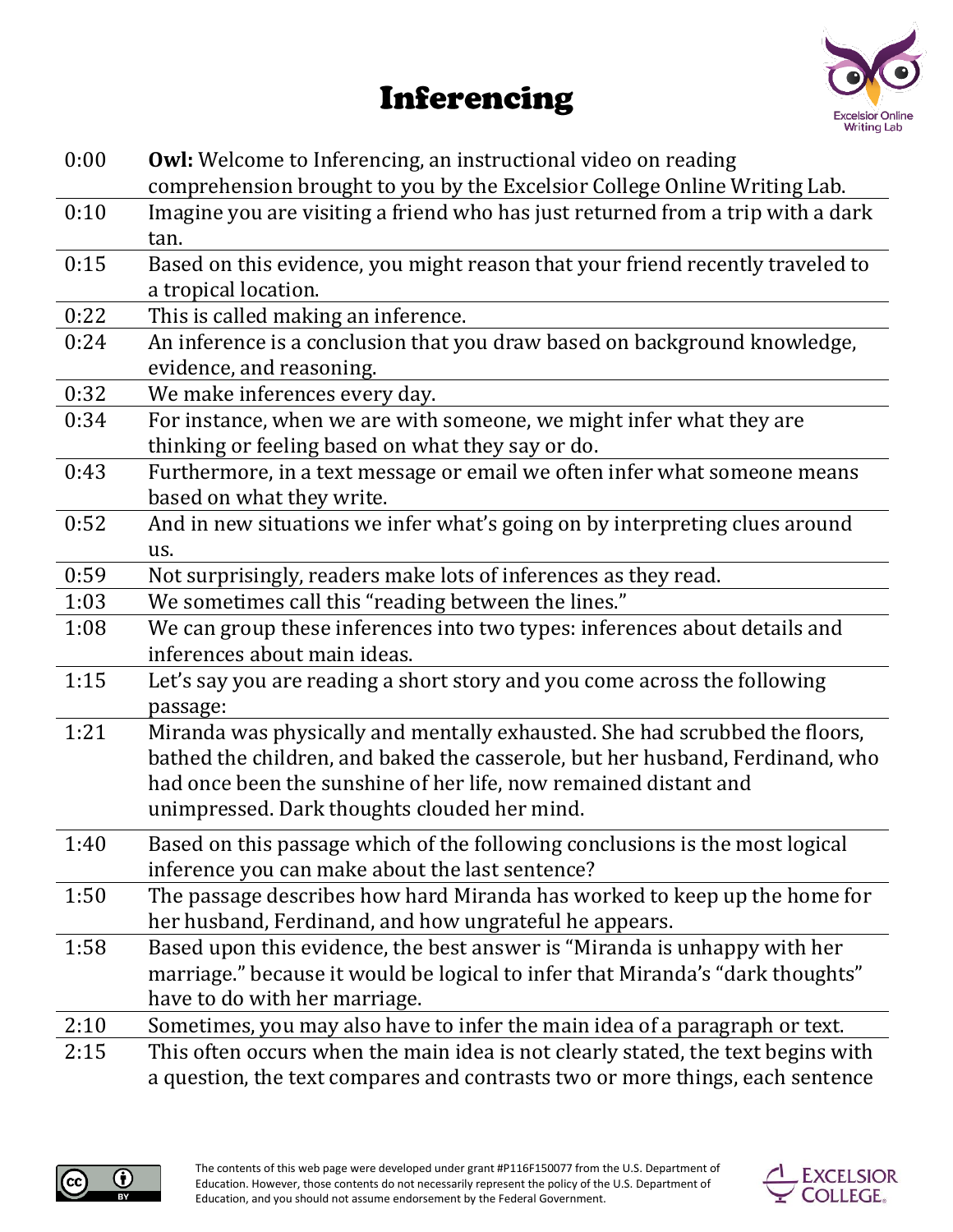# Inferencing

| | |
|---|---|
| 0:00 | **Owl:** Welcome to Inferencing, an instructional video on reading comprehension brought to you by the Excelsior College Online Writing Lab. |
| 0:10 | Imagine you are visiting a friend who has just returned from a trip with a dark tan. |
| 0:15 | Based on this evidence, you might reason that your friend recently traveled to a tropical location. |
| 0:22 | This is called making an inference. |
| 0:24 | An inference is a conclusion that you draw based on background knowledge, evidence, and reasoning. |
| 0:32 | We make inferences every day. |
| 0:34 | For instance, when we are with someone, we might infer what they are thinking or feeling based on what they say or do. |
| 0:43 | Furthermore, in a text message or email we often infer what someone means based on what they write. |
| 0:52 | And in new situations we infer what's going on by interpreting clues around us. |
| 0:59 | Not surprisingly, readers make lots of inferences as they read. |
| 1:03 | We sometimes call this "reading between the lines." |
| 1:08 | We can group these inferences into two types: inferences about details and inferences about main ideas. |
| 1:15 | Let's say you are reading a short story and you come across the following passage: |
| 1:21 | Miranda was physically and mentally exhausted. She had scrubbed the floors, bathed the children, and baked the casserole, but her husband, Ferdinand, who had once been the sunshine of her life, now remained distant and unimpressed. Dark thoughts clouded her mind. |
| 1:40 | Based on this passage which of the following conclusions is the most logical inference you can make about the last sentence? |
| 1:50 | The passage describes how hard Miranda has worked to keep up the home for her husband, Ferdinand, and how ungrateful he appears. |
| 1:58 | Based upon this evidence, the best answer is "Miranda is unhappy with her marriage." because it would be logical to infer that Miranda's "dark thoughts" have to do with her marriage. |
| 2:10 | Sometimes, you may also have to infer the main idea of a paragraph or text. |
| 2:15 | This often occurs when the main idea is not clearly stated, the text begins with a question, the text compares and contrasts two or more things, each sentence |

The contents of this web page were developed under grant #P116F150077 from the U.S. Department of Education. However, those contents do not necessarily represent the policy of the U.S. Department of Education, and you should not assume endorsement by the Federal Government.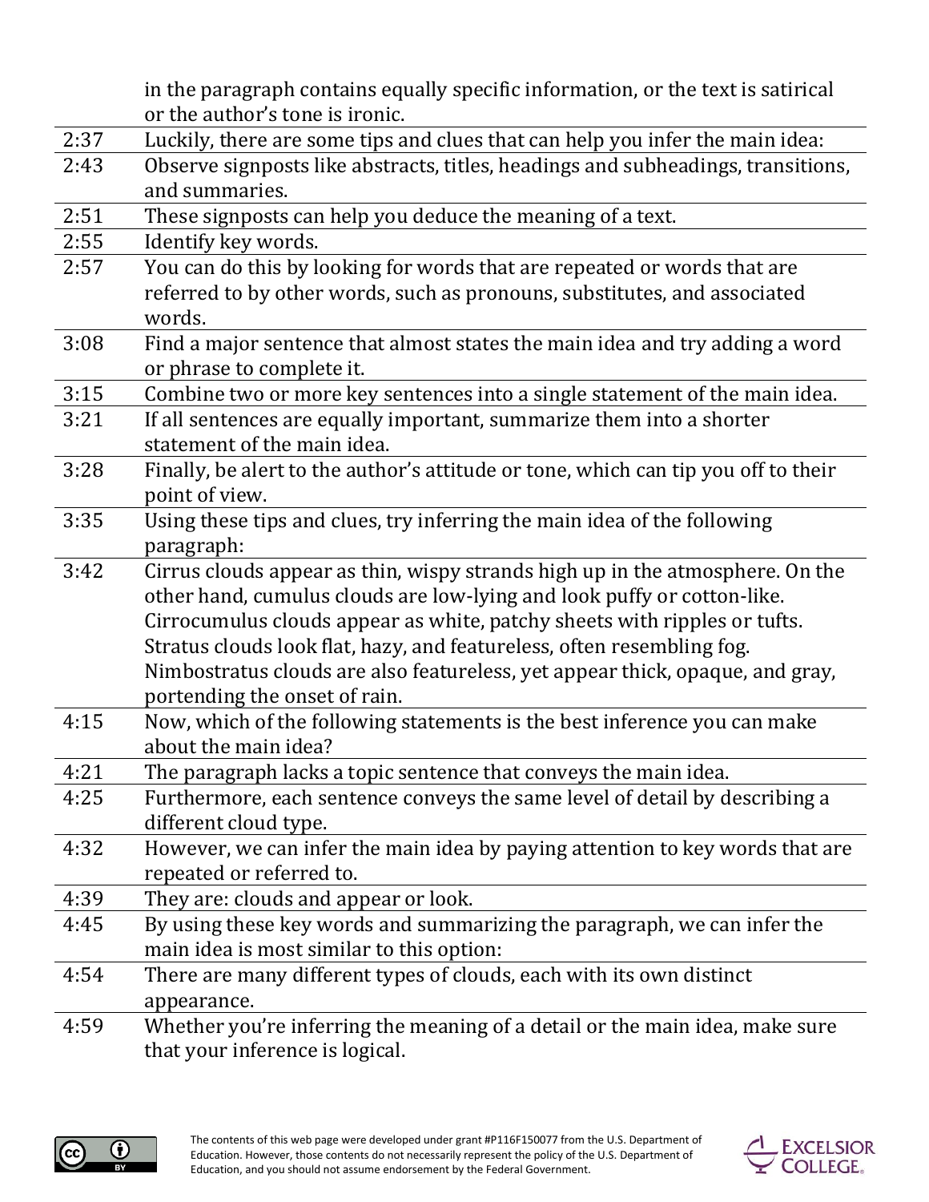| | |
|---|---|
| | in the paragraph contains equally specific information, or the text is satirical or the author's tone is ironic. |
| 2:37 | Luckily, there are some tips and clues that can help you infer the main idea: |
| 2:43 | Observe signposts like abstracts, titles, headings and subheadings, transitions, and summaries. |
| 2:51 | These signposts can help you deduce the meaning of a text. |
| 2:55 | Identify key words. |
| 2:57 | You can do this by looking for words that are repeated or words that are referred to by other words, such as pronouns, substitutes, and associated words. |
| 3:08 | Find a major sentence that almost states the main idea and try adding a word or phrase to complete it. |
| 3:15 | Combine two or more key sentences into a single statement of the main idea. |
| 3:21 | If all sentences are equally important, summarize them into a shorter statement of the main idea. |
| 3:28 | Finally, be alert to the author's attitude or tone, which can tip you off to their point of view. |
| 3:35 | Using these tips and clues, try inferring the main idea of the following paragraph: |
| 3:42 | Cirrus clouds appear as thin, wispy strands high up in the atmosphere. On the other hand, cumulus clouds are low-lying and look puffy or cotton-like. Cirrocumulus clouds appear as white, patchy sheets with ripples or tufts. Stratus clouds look flat, hazy, and featureless, often resembling fog. Nimbostratus clouds are also featureless, yet appear thick, opaque, and gray, portending the onset of rain. |
| 4:15 | Now, which of the following statements is the best inference you can make about the main idea? |
| 4:21 | The paragraph lacks a topic sentence that conveys the main idea. |
| 4:25 | Furthermore, each sentence conveys the same level of detail by describing a different cloud type. |
| 4:32 | However, we can infer the main idea by paying attention to key words that are repeated or referred to. |
| 4:39 | They are: clouds and appear or look. |
| 4:45 | By using these key words and summarizing the paragraph, we can infer the main idea is most similar to this option: |
| 4:54 | There are many different types of clouds, each with its own distinct appearance. |
| 4:59 | Whether you're inferring the meaning of a detail or the main idea, make sure that your inference is logical. |

The contents of this web page were developed under grant #P116F150077 from the U.S. Department of Education. However, those contents do not necessarily represent the policy of the U.S. Department of Education, and you should not assume endorsement by the Federal Government.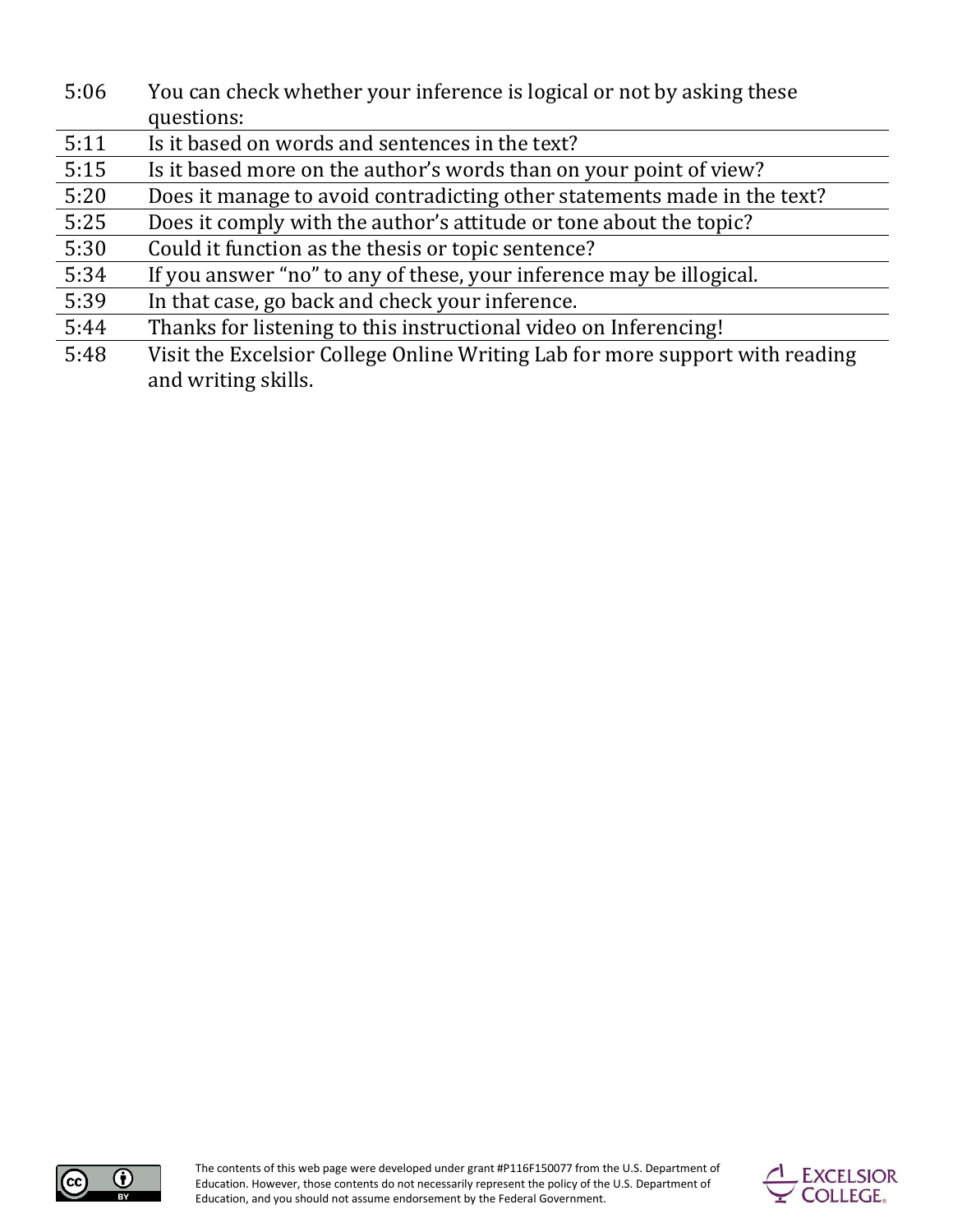| | |
|---|---|
| 5:06 | You can check whether your inference is logical or not by asking these questions: |
| 5:11 | Is it based on words and sentences in the text? |
| 5:15 | Is it based more on the author's words than on your point of view? |
| 5:20 | Does it manage to avoid contradicting other statements made in the text? |
| 5:25 | Does it comply with the author's attitude or tone about the topic? |
| 5:30 | Could it function as the thesis or topic sentence? |
| 5:34 | If you answer "no" to any of these, your inference may be illogical. |
| 5:39 | In that case, go back and check your inference. |
| 5:44 | Thanks for listening to this instructional video on Inferencing! |
| 5:48 | Visit the Excelsior College Online Writing Lab for more support with reading and writing skills. |

The contents of this web page were developed under grant #P116F150077 from the U.S. Department of Education. However, those contents do not necessarily represent the policy of the U.S. Department of Education, and you should not assume endorsement by the Federal Government.